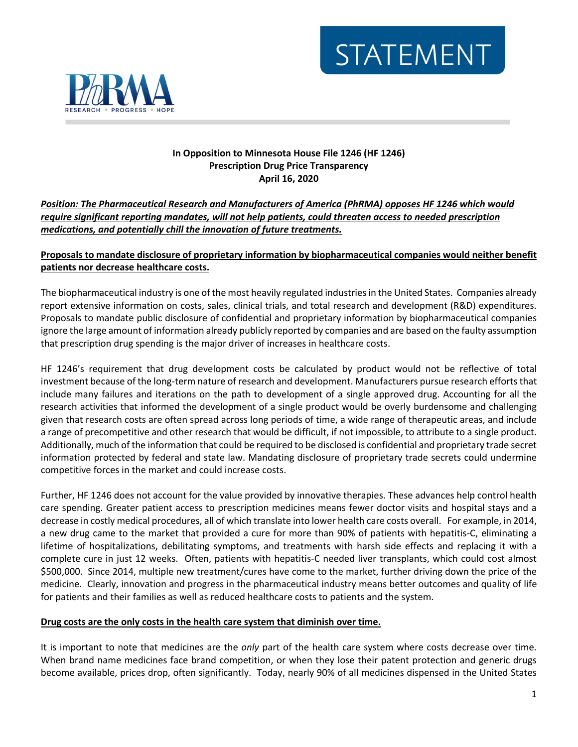STATEMENT

PhRMA
RESEARCH • PROGRESS • HOPE

**In Opposition to Minnesota House File 1246 (HF 1246)**
**Prescription Drug Price Transparency**
**April 16, 2020**

***Position: The Pharmaceutical Research and Manufacturers of America (PhRMA) opposes HF 1246 which would require significant reporting mandates, will not help patients, could threaten access to needed prescription medications, and potentially chill the innovation of future treatments.***

**Proposals to mandate disclosure of proprietary information by biopharmaceutical companies would neither benefit patients nor decrease healthcare costs.**

The biopharmaceutical industry is one of the most heavily regulated industries in the United States. Companies already report extensive information on costs, sales, clinical trials, and total research and development (R&D) expenditures. Proposals to mandate public disclosure of confidential and proprietary information by biopharmaceutical companies ignore the large amount of information already publicly reported by companies and are based on the faulty assumption that prescription drug spending is the major driver of increases in healthcare costs.

HF 1246's requirement that drug development costs be calculated by product would not be reflective of total investment because of the long-term nature of research and development. Manufacturers pursue research efforts that include many failures and iterations on the path to development of a single approved drug. Accounting for all the research activities that informed the development of a single product would be overly burdensome and challenging given that research costs are often spread across long periods of time, a wide range of therapeutic areas, and include a range of precompetitive and other research that would be difficult, if not impossible, to attribute to a single product. Additionally, much of the information that could be required to be disclosed is confidential and proprietary trade secret information protected by federal and state law. Mandating disclosure of proprietary trade secrets could undermine competitive forces in the market and could increase costs.

Further, HF 1246 does not account for the value provided by innovative therapies. These advances help control health care spending. Greater patient access to prescription medicines means fewer doctor visits and hospital stays and a decrease in costly medical procedures, all of which translate into lower health care costs overall. For example, in 2014, a new drug came to the market that provided a cure for more than 90% of patients with hepatitis-C, eliminating a lifetime of hospitalizations, debilitating symptoms, and treatments with harsh side effects and replacing it with a complete cure in just 12 weeks. Often, patients with hepatitis-C needed liver transplants, which could cost almost $500,000. Since 2014, multiple new treatment/cures have come to the market, further driving down the price of the medicine. Clearly, innovation and progress in the pharmaceutical industry means better outcomes and quality of life for patients and their families as well as reduced healthcare costs to patients and the system.

**Drug costs are the only costs in the health care system that diminish over time.**

It is important to note that medicines are the *only* part of the health care system where costs decrease over time. When brand name medicines face brand competition, or when they lose their patent protection and generic drugs become available, prices drop, often significantly. Today, nearly 90% of all medicines dispensed in the United States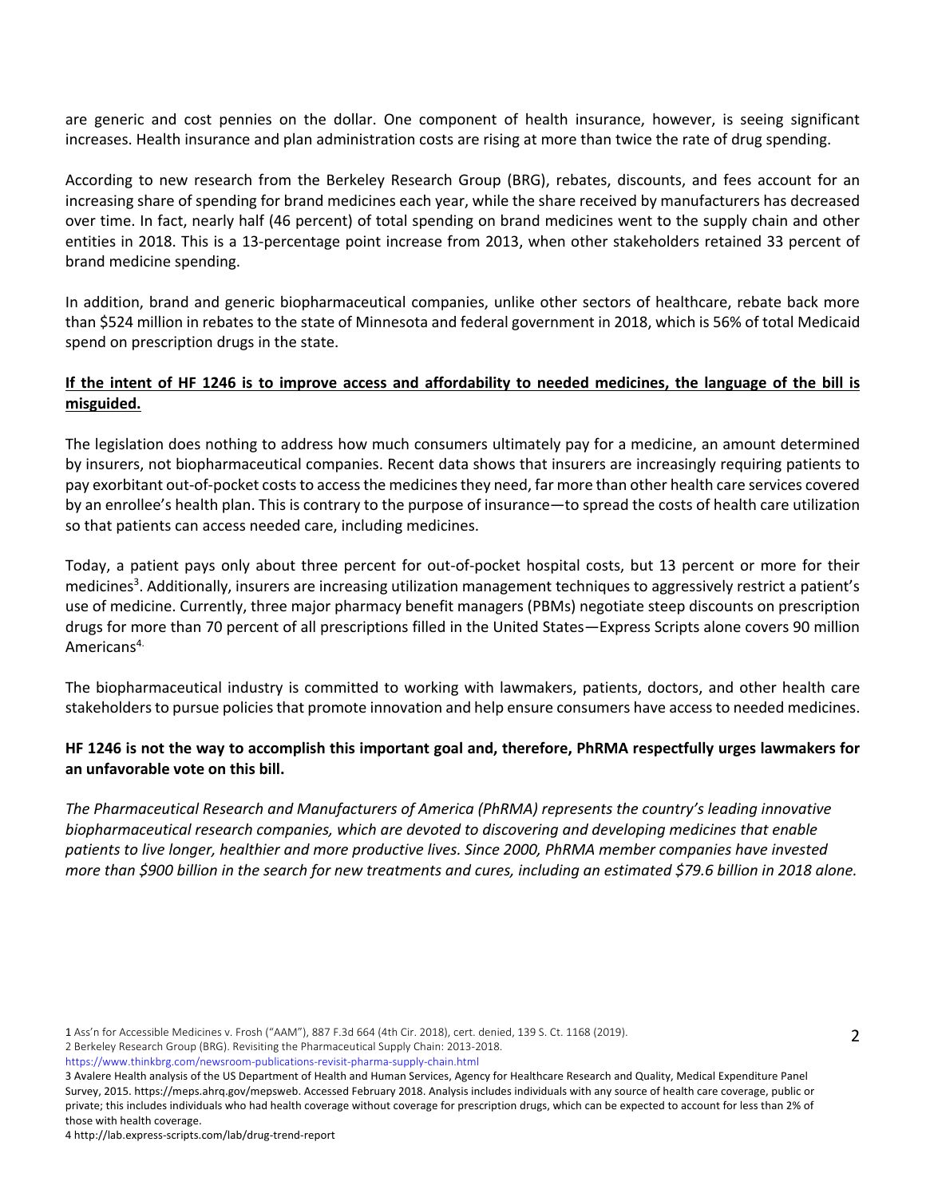are generic and cost pennies on the dollar. One component of health insurance, however, is seeing significant increases. Health insurance and plan administration costs are rising at more than twice the rate of drug spending.

According to new research from the Berkeley Research Group (BRG), rebates, discounts, and fees account for an increasing share of spending for brand medicines each year, while the share received by manufacturers has decreased over time. In fact, nearly half (46 percent) of total spending on brand medicines went to the supply chain and other entities in 2018. This is a 13-percentage point increase from 2013, when other stakeholders retained 33 percent of brand medicine spending.

In addition, brand and generic biopharmaceutical companies, unlike other sectors of healthcare, rebate back more than $524 million in rebates to the state of Minnesota and federal government in 2018, which is 56% of total Medicaid spend on prescription drugs in the state.

**<u>If the intent of HF 1246 is to improve access and affordability to needed medicines, the language of the bill is misguided.</u>**

The legislation does nothing to address how much consumers ultimately pay for a medicine, an amount determined by insurers, not biopharmaceutical companies. Recent data shows that insurers are increasingly requiring patients to pay exorbitant out-of-pocket costs to access the medicines they need, far more than other health care services covered by an enrollee's health plan. This is contrary to the purpose of insurance—to spread the costs of health care utilization so that patients can access needed care, including medicines.

Today, a patient pays only about three percent for out-of-pocket hospital costs, but 13 percent or more for their medicines[3]. Additionally, insurers are increasing utilization management techniques to aggressively restrict a patient's use of medicine. Currently, three major pharmacy benefit managers (PBMs) negotiate steep discounts on prescription drugs for more than 70 percent of all prescriptions filled in the United States—Express Scripts alone covers 90 million Americans[4].

The biopharmaceutical industry is committed to working with lawmakers, patients, doctors, and other health care stakeholders to pursue policies that promote innovation and help ensure consumers have access to needed medicines.

**HF 1246 is not the way to accomplish this important goal and, therefore, PhRMA respectfully urges lawmakers for an unfavorable vote on this bill.**

*The Pharmaceutical Research and Manufacturers of America (PhRMA) represents the country's leading innovative biopharmaceutical research companies, which are devoted to discovering and developing medicines that enable patients to live longer, healthier and more productive lives. Since 2000, PhRMA member companies have invested more than $900 billion in the search for new treatments and cures, including an estimated $79.6 billion in 2018 alone.*

1 Ass'n for Accessible Medicines v. Frosh ("AAM"), 887 F.3d 664 (4th Cir. 2018), cert. denied, 139 S. Ct. 1168 (2019).
2 Berkeley Research Group (BRG). Revisiting the Pharmaceutical Supply Chain: 2013-2018. https://www.thinkbrg.com/newsroom-publications-revisit-pharma-supply-chain.html
3 Avalere Health analysis of the US Department of Health and Human Services, Agency for Healthcare Research and Quality, Medical Expenditure Panel Survey, 2015. https://meps.ahrq.gov/mepsweb. Accessed February 2018. Analysis includes individuals with any source of health care coverage, public or private; this includes individuals who had health coverage without coverage for prescription drugs, which can be expected to account for less than 2% of those with health coverage.
4 http://lab.express-scripts.com/lab/drug-trend-report